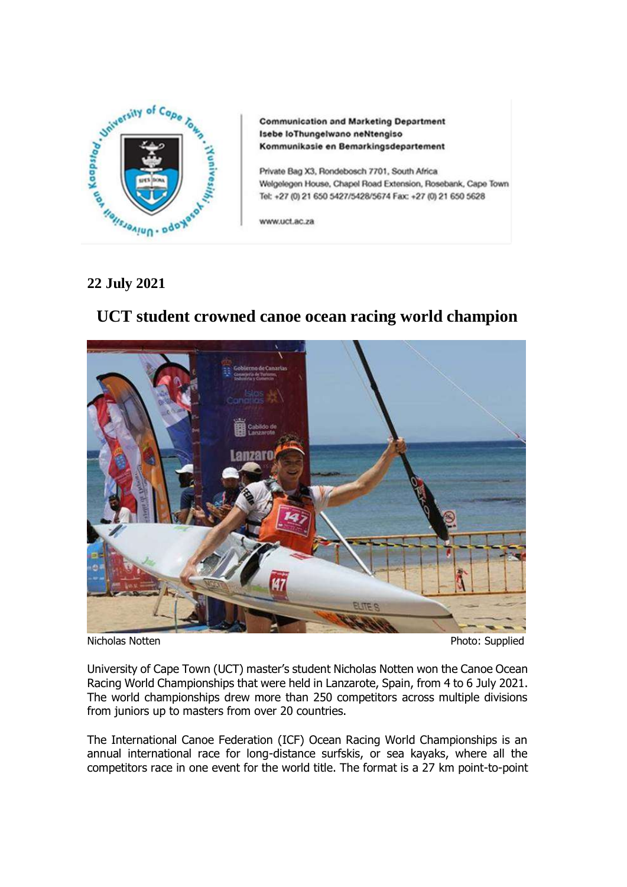**Communication and Marketing Department**
**Isebe loThungelwano neNtengiso**
**Kommunikasie en Bemarkingsdepartement**

Private Bag X3, Rondebosch 7701, South Africa
Welgelegen House, Chapel Road Extension, Rosebank, Cape Town
Tel: +27 (0) 21 650 5427/5428/5674 Fax: +27 (0) 21 650 5628

www.uct.ac.za

**22 July 2021**

# UCT student crowned canoe ocean racing world champion

Nicholas Notten Photo: Supplied

University of Cape Town (UCT) master's student Nicholas Notten won the Canoe Ocean Racing World Championships that were held in Lanzarote, Spain, from 4 to 6 July 2021. The world championships drew more than 250 competitors across multiple divisions from juniors up to masters from over 20 countries.

The International Canoe Federation (ICF) Ocean Racing World Championships is an annual international race for long-distance surfskis, or sea kayaks, where all the competitors race in one event for the world title. The format is a 27 km point-to-point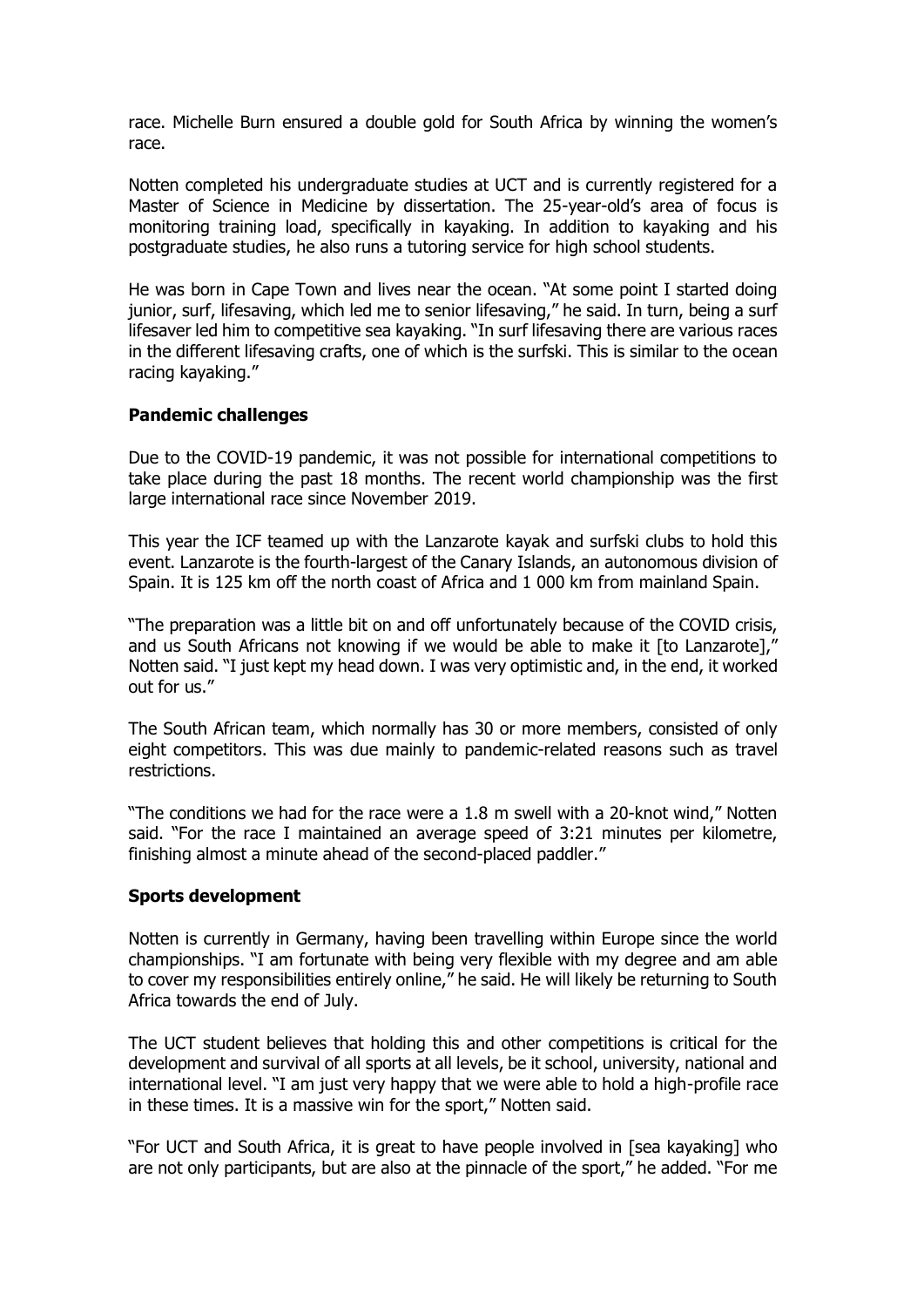race. Michelle Burn ensured a double gold for South Africa by winning the women's race.

Notten completed his undergraduate studies at UCT and is currently registered for a Master of Science in Medicine by dissertation. The 25-year-old's area of focus is monitoring training load, specifically in kayaking. In addition to kayaking and his postgraduate studies, he also runs a tutoring service for high school students.

He was born in Cape Town and lives near the ocean. "At some point I started doing junior, surf, lifesaving, which led me to senior lifesaving," he said. In turn, being a surf lifesaver led him to competitive sea kayaking. "In surf lifesaving there are various races in the different lifesaving crafts, one of which is the surfski. This is similar to the ocean racing kayaking."

**Pandemic challenges**

Due to the COVID-19 pandemic, it was not possible for international competitions to take place during the past 18 months. The recent world championship was the first large international race since November 2019.

This year the ICF teamed up with the Lanzarote kayak and surfski clubs to hold this event. Lanzarote is the fourth-largest of the Canary Islands, an autonomous division of Spain. It is 125 km off the north coast of Africa and 1 000 km from mainland Spain.

"The preparation was a little bit on and off unfortunately because of the COVID crisis, and us South Africans not knowing if we would be able to make it [to Lanzarote]," Notten said. "I just kept my head down. I was very optimistic and, in the end, it worked out for us."

The South African team, which normally has 30 or more members, consisted of only eight competitors. This was due mainly to pandemic-related reasons such as travel restrictions.

"The conditions we had for the race were a 1.8 m swell with a 20-knot wind," Notten said. "For the race I maintained an average speed of 3:21 minutes per kilometre, finishing almost a minute ahead of the second-placed paddler."

**Sports development**

Notten is currently in Germany, having been travelling within Europe since the world championships. "I am fortunate with being very flexible with my degree and am able to cover my responsibilities entirely online," he said. He will likely be returning to South Africa towards the end of July.

The UCT student believes that holding this and other competitions is critical for the development and survival of all sports at all levels, be it school, university, national and international level. "I am just very happy that we were able to hold a high-profile race in these times. It is a massive win for the sport," Notten said.

"For UCT and South Africa, it is great to have people involved in [sea kayaking] who are not only participants, but are also at the pinnacle of the sport," he added. "For me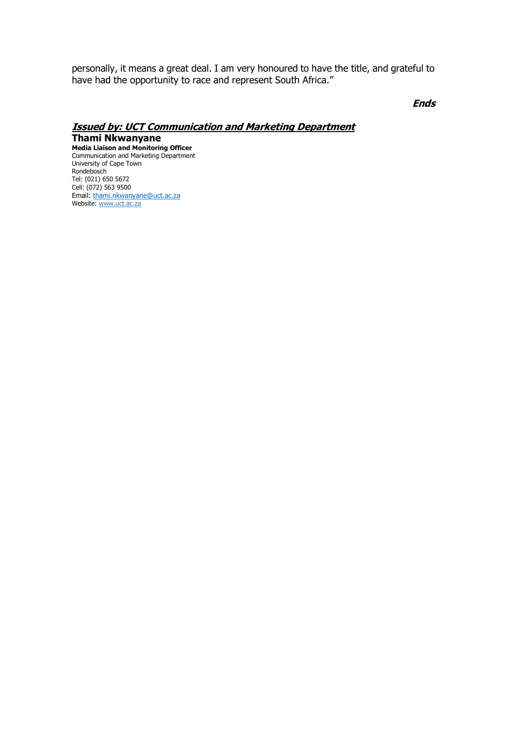personally, it means a great deal. I am very honoured to have the title, and grateful to have had the opportunity to race and represent South Africa."

***Ends***

***Issued by: UCT Communication and Marketing Department***

**Thami Nkwanyane**

**Media Liaison and Monitoring Officer**
Communication and Marketing Department
University of Cape Town
Rondebosch
Tel: (021) 650 5672
Cell: (072) 563 9500
Email: thami.nkwanyane@uct.ac.za
Website: www.uct.ac.za